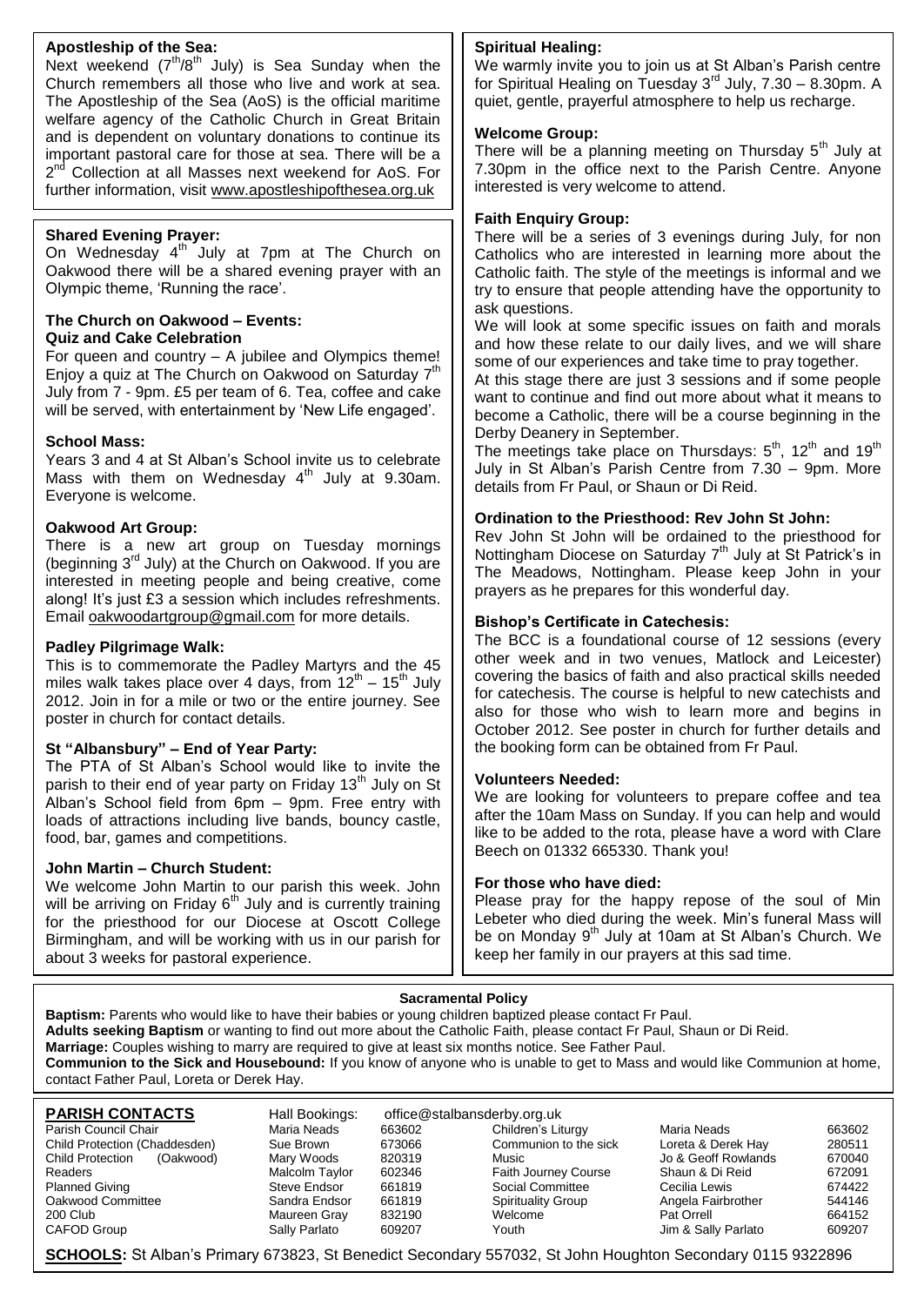**Apostleship of the Sea:**

Next weekend (7th/8th July) is Sea Sunday when the Church remembers all those who live and work at sea. The Apostleship of the Sea (AoS) is the official maritime welfare agency of the Catholic Church in Great Britain and is dependent on voluntary donations to continue its important pastoral care for those at sea. There will be a 2nd Collection at all Masses next weekend for AoS. For further information, visit www.apostleshipofthesea.org.uk

**Shared Evening Prayer:**

On Wednesday 4th July at 7pm at The Church on Oakwood there will be a shared evening prayer with an Olympic theme, 'Running the race'.

**The Church on Oakwood – Events:**
**Quiz and Cake Celebration**

For queen and country – A jubilee and Olympics theme! Enjoy a quiz at The Church on Oakwood on Saturday 7th July from 7 - 9pm. £5 per team of 6. Tea, coffee and cake will be served, with entertainment by 'New Life engaged'.

**School Mass:**

Years 3 and 4 at St Alban's School invite us to celebrate Mass with them on Wednesday 4th July at 9.30am. Everyone is welcome.

**Oakwood Art Group:**

There is a new art group on Tuesday mornings (beginning 3rd July) at the Church on Oakwood. If you are interested in meeting people and being creative, come along! It's just £3 a session which includes refreshments. Email oakwoodartgroup@gmail.com for more details.

**Padley Pilgrimage Walk:**

This is to commemorate the Padley Martyrs and the 45 miles walk takes place over 4 days, from 12th – 15th July 2012. Join in for a mile or two or the entire journey. See poster in church for contact details.

**St "Albansbury" – End of Year Party:**

The PTA of St Alban's School would like to invite the parish to their end of year party on Friday 13th July on St Alban's School field from 6pm – 9pm. Free entry with loads of attractions including live bands, bouncy castle, food, bar, games and competitions.

**John Martin – Church Student:**

We welcome John Martin to our parish this week. John will be arriving on Friday 6th July and is currently training for the priesthood for our Diocese at Oscott College Birmingham, and will be working with us in our parish for about 3 weeks for pastoral experience.

**Spiritual Healing:**

We warmly invite you to join us at St Alban's Parish centre for Spiritual Healing on Tuesday 3rd July, 7.30 – 8.30pm. A quiet, gentle, prayerful atmosphere to help us recharge.

**Welcome Group:**

There will be a planning meeting on Thursday 5th July at 7.30pm in the office next to the Parish Centre. Anyone interested is very welcome to attend.

**Faith Enquiry Group:**

There will be a series of 3 evenings during July, for non Catholics who are interested in learning more about the Catholic faith. The style of the meetings is informal and we try to ensure that people attending have the opportunity to ask questions.

We will look at some specific issues on faith and morals and how these relate to our daily lives, and we will share some of our experiences and take time to pray together.

At this stage there are just 3 sessions and if some people want to continue and find out more about what it means to become a Catholic, there will be a course beginning in the Derby Deanery in September.

The meetings take place on Thursdays: 5th, 12th and 19th July in St Alban's Parish Centre from 7.30 – 9pm. More details from Fr Paul, or Shaun or Di Reid.

**Ordination to the Priesthood: Rev John St John:**

Rev John St John will be ordained to the priesthood for Nottingham Diocese on Saturday 7th July at St Patrick's in The Meadows, Nottingham. Please keep John in your prayers as he prepares for this wonderful day.

**Bishop's Certificate in Catechesis:**

The BCC is a foundational course of 12 sessions (every other week and in two venues, Matlock and Leicester) covering the basics of faith and also practical skills needed for catechesis. The course is helpful to new catechists and also for those who wish to learn more and begins in October 2012. See poster in church for further details and the booking form can be obtained from Fr Paul.

**Volunteers Needed:**

We are looking for volunteers to prepare coffee and tea after the 10am Mass on Sunday. If you can help and would like to be added to the rota, please have a word with Clare Beech on 01332 665330. Thank you!

**For those who have died:**

Please pray for the happy repose of the soul of Min Lebeter who died during the week. Min's funeral Mass will be on Monday 9th July at 10am at St Alban's Church. We keep her family in our prayers at this sad time.

**Sacramental Policy**

**Baptism:** Parents who would like to have their babies or young children baptized please contact Fr Paul.
**Adults seeking Baptism** or wanting to find out more about the Catholic Faith, please contact Fr Paul, Shaun or Di Reid.
**Marriage:** Couples wishing to marry are required to give at least six months notice. See Father Paul.
**Communion to the Sick and Housebound:** If you know of anyone who is unable to get to Mass and would like Communion at home, contact Father Paul, Loreta or Derek Hay.

**PARISH CONTACTS** Hall Bookings: office@stalbansderby.org.uk

| | | | | | |
|---|---|---|---|---|---|
| Parish Council Chair | Maria Neads | 663602 | Children's Liturgy | Maria Neads | 663602 |
| Child Protection (Chaddesden) | Sue Brown | 673066 | Communion to the sick | Loreta & Derek Hay | 280511 |
| Child Protection (Oakwood) | Mary Woods | 820319 | Music | Jo & Geoff Rowlands | 670040 |
| Readers | Malcolm Taylor | 602346 | Faith Journey Course | Shaun & Di Reid | 672091 |
| Planned Giving | Steve Endsor | 661819 | Social Committee | Cecilia Lewis | 674422 |
| Oakwood Committee | Sandra Endsor | 661819 | Spirituality Group | Angela Fairbrother | 544146 |
| 200 Club | Maureen Gray | 832190 | Welcome | Pat Orrell | 664152 |
| CAFOD Group | Sally Parlato | 609207 | Youth | Jim & Sally Parlato | 609207 |

**SCHOOLS:** St Alban's Primary 673823, St Benedict Secondary 557032, St John Houghton Secondary 0115 9322896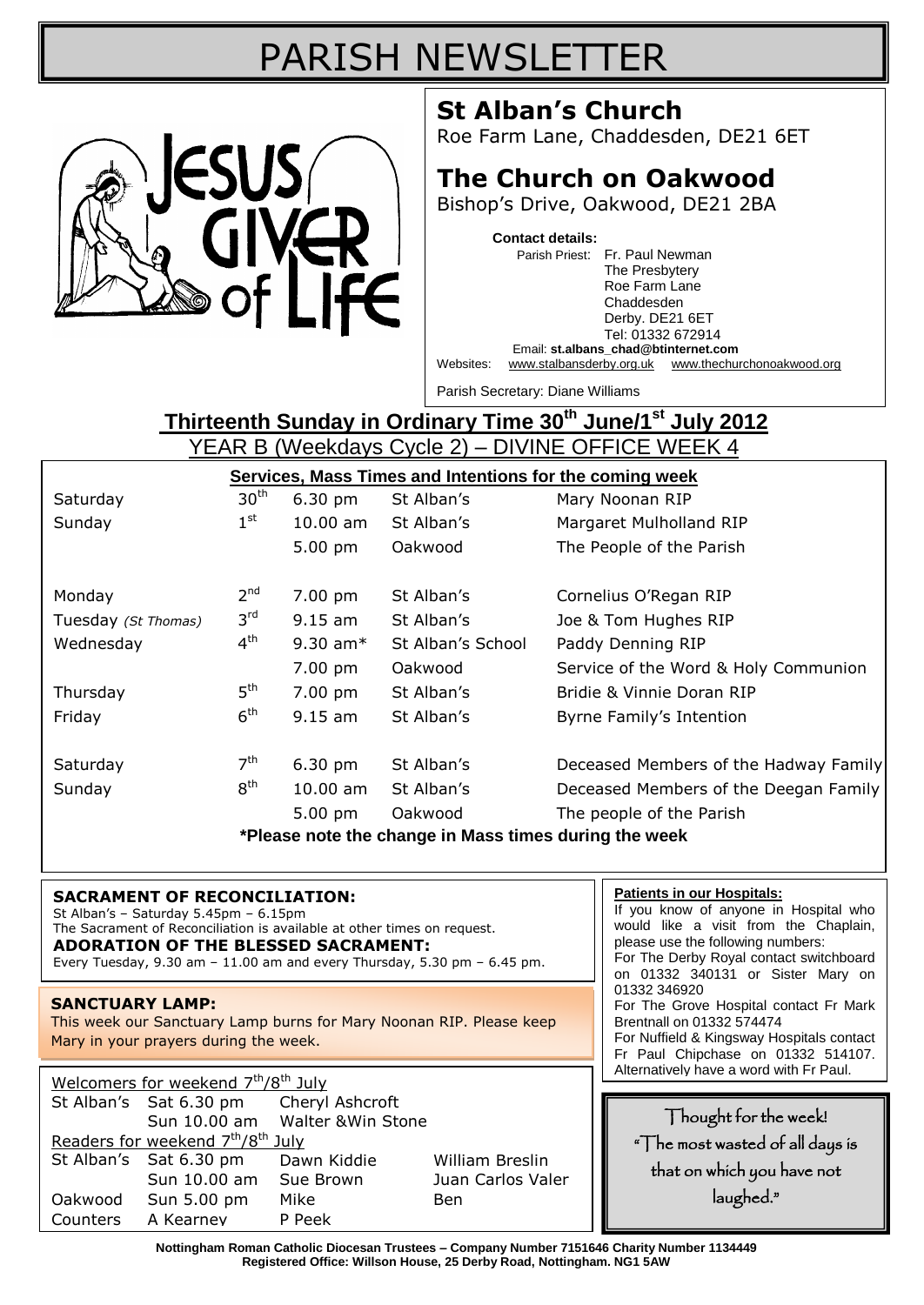# PARISH NEWSLETTER

## St Alban's Church

Roe Farm Lane, Chaddesden, DE21 6ET

## The Church on Oakwood

Bishop's Drive, Oakwood, DE21 2BA

**Contact details:**

Parish Priest: Fr. Paul Newman
The Presbytery
Roe Farm Lane
Chaddesden
Derby. DE21 6ET
Tel: 01332 672914

Email: **st.albans_chad@btinternet.com**

Websites: www.stalbansderby.org.uk www.thechurchonoakwood.org

Parish Secretary: Diane Williams

## Thirteenth Sunday in Ordinary Time 30th June/1st July 2012

YEAR B (Weekdays Cycle 2) – DIVINE OFFICE WEEK 4

**Services, Mass Times and Intentions for the coming week**

| | | | | |
|---|---|---|---|---|
| Saturday | 30th | 6.30 pm | St Alban's | Mary Noonan RIP |
| Sunday | 1st | 10.00 am | St Alban's | Margaret Mulholland RIP |
| | | 5.00 pm | Oakwood | The People of the Parish |
| Monday | 2nd | 7.00 pm | St Alban's | Cornelius O'Regan RIP |
| Tuesday *(St Thomas)* | 3rd | 9.15 am | St Alban's | Joe & Tom Hughes RIP |
| Wednesday | 4th | 9.30 am* | St Alban's School | Paddy Denning RIP |
| | | 7.00 pm | Oakwood | Service of the Word & Holy Communion |
| Thursday | 5th | 7.00 pm | St Alban's | Bridie & Vinnie Doran RIP |
| Friday | 6th | 9.15 am | St Alban's | Byrne Family's Intention |
| Saturday | 7th | 6.30 pm | St Alban's | Deceased Members of the Hadway Family |
| Sunday | 8th | 10.00 am | St Alban's | Deceased Members of the Deegan Family |
| | | 5.00 pm | Oakwood | The people of the Parish |

***Please note the change in Mass times during the week**

### SACRAMENT OF RECONCILIATION:

St Alban's – Saturday 5.45pm – 6.15pm
The Sacrament of Reconciliation is available at other times on request.

### ADORATION OF THE BLESSED SACRAMENT:

Every Tuesday, 9.30 am – 11.00 am and every Thursday, 5.30 pm – 6.45 pm.

### SANCTUARY LAMP:

This week our Sanctuary Lamp burns for Mary Noonan RIP. Please keep Mary in your prayers during the week.

| | | | |
|---|---|---|---|
| Welcomers for weekend 7th/8th July | | | |
| St Alban's | Sat 6.30 pm | Cheryl Ashcroft | |
| | Sun 10.00 am | Walter &Win Stone | |
| Readers for weekend 7th/8th July | | | |
| St Alban's | Sat 6.30 pm | Dawn Kiddie | William Breslin |
| | Sun 10.00 am | Sue Brown | Juan Carlos Valer |
| Oakwood | Sun 5.00 pm | Mike | Ben |
| Counters | A Kearney | P Peek | |

**Patients in our Hospitals:**

If you know of anyone in Hospital who would like a visit from the Chaplain, please use the following numbers:
For The Derby Royal contact switchboard on 01332 340131 or Sister Mary on 01332 346920
For The Grove Hospital contact Fr Mark Brentnall on 01332 574474
For Nuffield & Kingsway Hospitals contact Fr Paul Chipchase on 01332 514107. Alternatively have a word with Fr Paul.

Thought for the week!
"The most wasted of all days is that on which you have not laughed."

**Nottingham Roman Catholic Diocesan Trustees – Company Number 7151646 Charity Number 1134449**
**Registered Office: Willson House, 25 Derby Road, Nottingham. NG1 5AW**